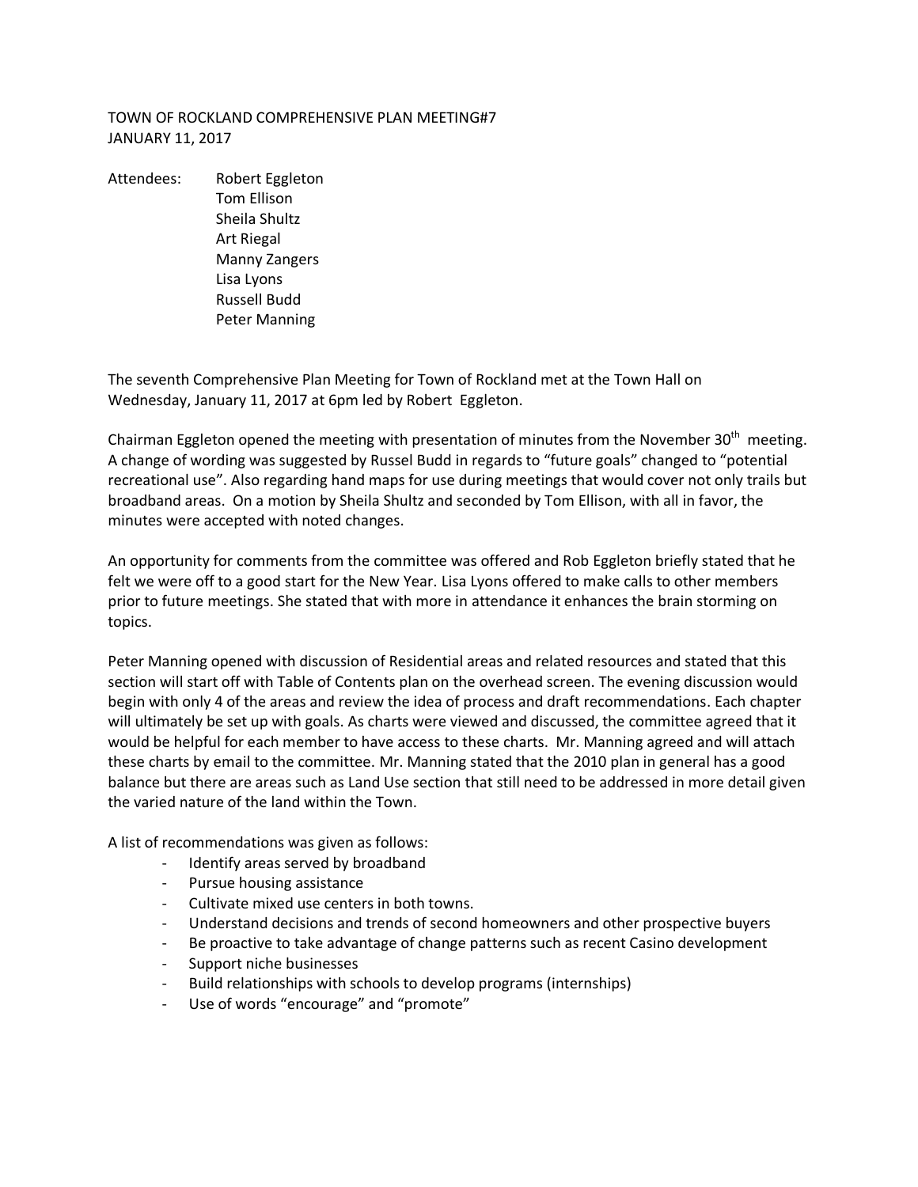TOWN OF ROCKLAND COMPREHENSIVE PLAN MEETING#7
JANUARY 11, 2017

Attendees: Robert Eggleton
Tom Ellison
Sheila Shultz
Art Riegal
Manny Zangers
Lisa Lyons
Russell Budd
Peter Manning

The seventh Comprehensive Plan Meeting for Town of Rockland met at the Town Hall on Wednesday, January 11, 2017 at 6pm led by Robert Eggleton.

Chairman Eggleton opened the meeting with presentation of minutes from the November 30th meeting. A change of wording was suggested by Russel Budd in regards to "future goals" changed to "potential recreational use". Also regarding hand maps for use during meetings that would cover not only trails but broadband areas. On a motion by Sheila Shultz and seconded by Tom Ellison, with all in favor, the minutes were accepted with noted changes.

An opportunity for comments from the committee was offered and Rob Eggleton briefly stated that he felt we were off to a good start for the New Year. Lisa Lyons offered to make calls to other members prior to future meetings. She stated that with more in attendance it enhances the brain storming on topics.

Peter Manning opened with discussion of Residential areas and related resources and stated that this section will start off with Table of Contents plan on the overhead screen. The evening discussion would begin with only 4 of the areas and review the idea of process and draft recommendations. Each chapter will ultimately be set up with goals. As charts were viewed and discussed, the committee agreed that it would be helpful for each member to have access to these charts. Mr. Manning agreed and will attach these charts by email to the committee. Mr. Manning stated that the 2010 plan in general has a good balance but there are areas such as Land Use section that still need to be addressed in more detail given the varied nature of the land within the Town.

A list of recommendations was given as follows:

- Identify areas served by broadband
- Pursue housing assistance
- Cultivate mixed use centers in both towns.
- Understand decisions and trends of second homeowners and other prospective buyers
- Be proactive to take advantage of change patterns such as recent Casino development
- Support niche businesses
- Build relationships with schools to develop programs (internships)
- Use of words "encourage" and "promote"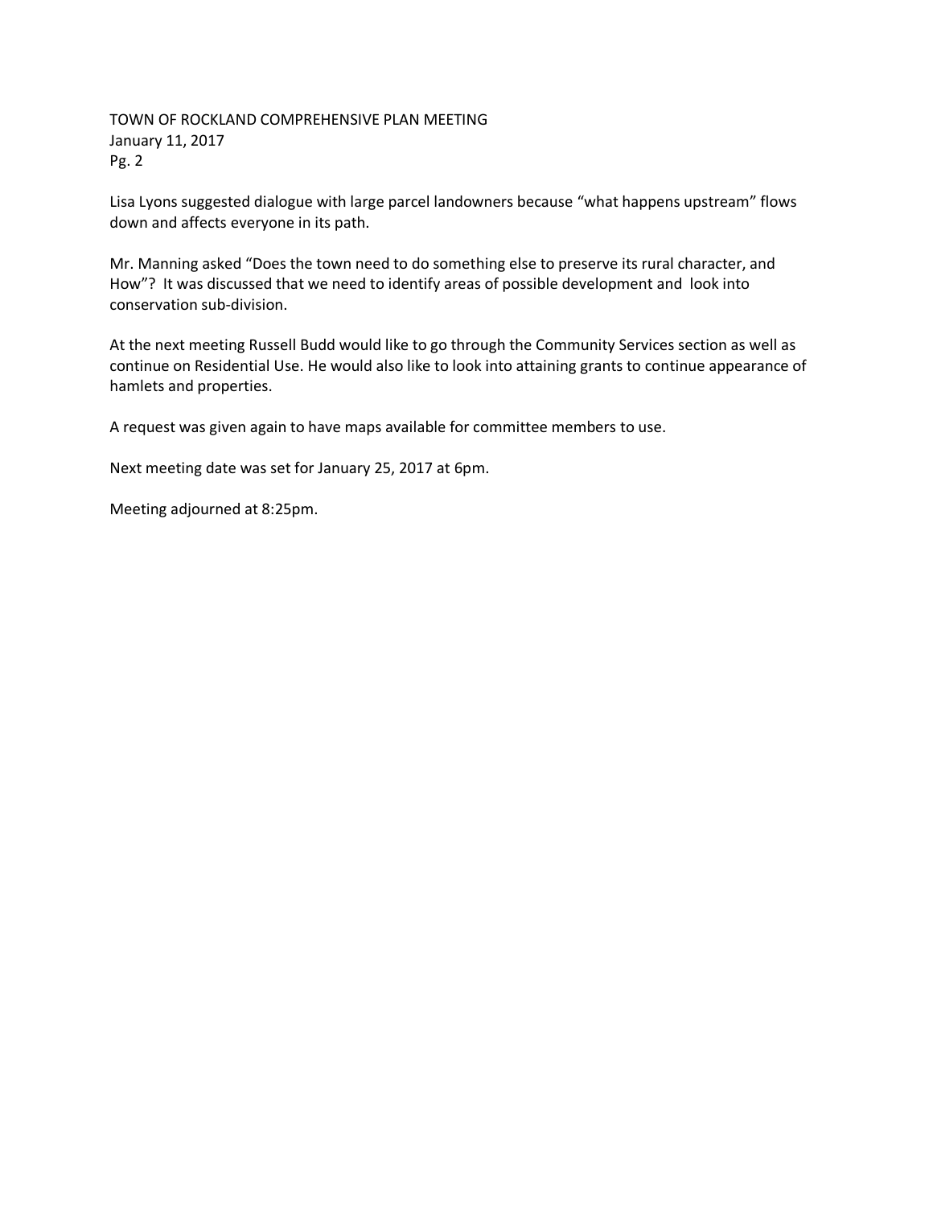Lisa Lyons suggested dialogue with large parcel landowners because "what happens upstream" flows down and affects everyone in its path.

Mr. Manning asked "Does the town need to do something else to preserve its rural character, and How"? It was discussed that we need to identify areas of possible development and look into conservation sub-division.

At the next meeting Russell Budd would like to go through the Community Services section as well as continue on Residential Use. He would also like to look into attaining grants to continue appearance of hamlets and properties.

A request was given again to have maps available for committee members to use.

Next meeting date was set for January 25, 2017 at 6pm.

Meeting adjourned at 8:25pm.